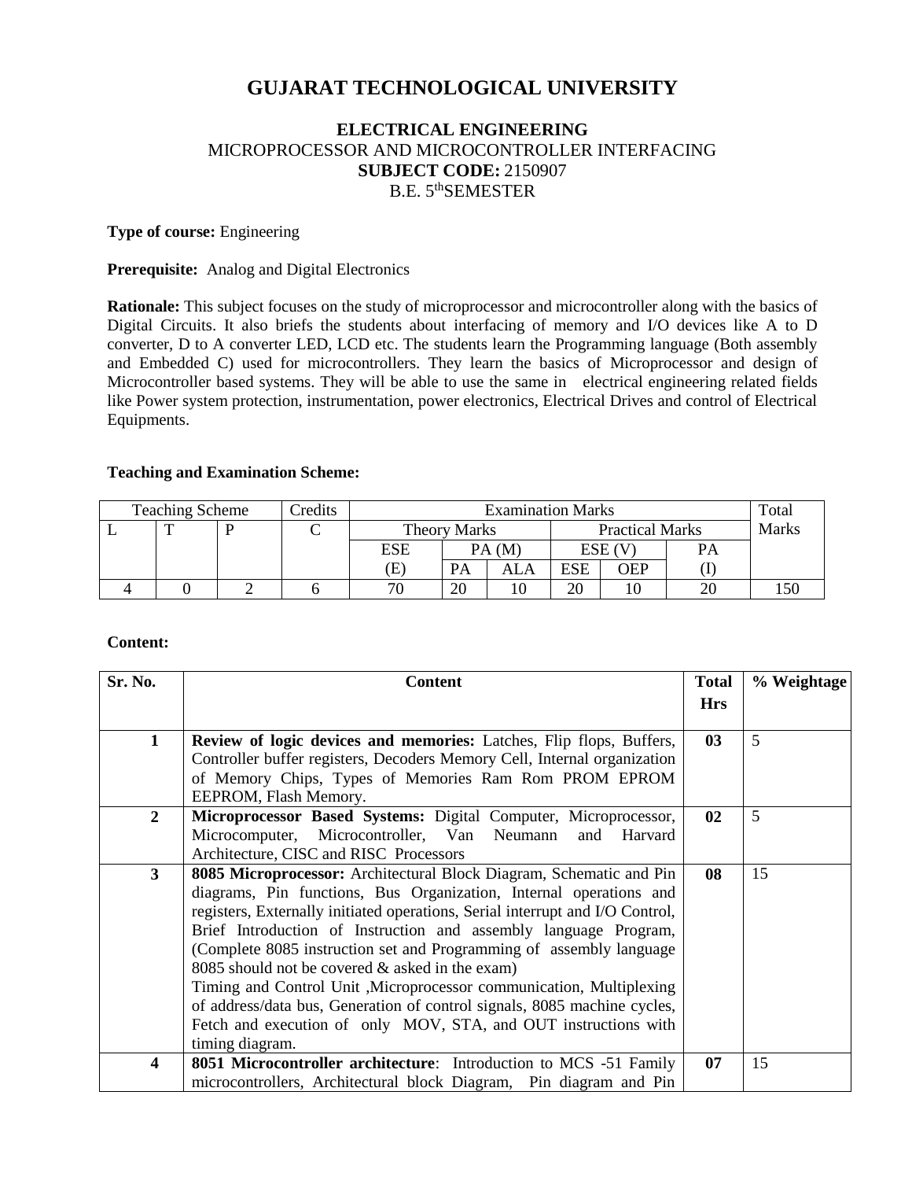# GUJARAT TECHNOLOGICAL UNIVERSITY

## ELECTRICAL ENGINEERING

MICROPROCESSOR AND MICROCONTROLLER INTERFACING

**SUBJECT CODE:** 2150907

B.E. 5thSEMESTER

**Type of course:** Engineering

**Prerequisite:** Analog and Digital Electronics

**Rationale:** This subject focuses on the study of microprocessor and microcontroller along with the basics of Digital Circuits. It also briefs the students about interfacing of memory and I/O devices like A to D converter, D to A converter LED, LCD etc. The students learn the Programming language (Both assembly and Embedded C) used for microcontrollers. They learn the basics of Microprocessor and design of Microcontroller based systems. They will be able to use the same in electrical engineering related fields like Power system protection, instrumentation, power electronics, Electrical Drives and control of Electrical Equipments.

**Teaching and Examination Scheme:**

| Teaching Scheme | | | Credits | Examination Marks | | | | | | Total Marks |
|---|---|---|---|---|---|---|---|---|---|---|
| L | T | P | C | Theory Marks | | | Practical Marks | | | |
| | | | | ESE (E) | PA (M) | | ESE (V) | | PA (I) | |
| | | | | | PA | ALA | ESE | OEP | | |
| 4 | 0 | 2 | 6 | 70 | 20 | 10 | 20 | 10 | 20 | 150 |

**Content:**

| Sr. No. | Content | Total Hrs | % Weightage |
|---|---|---|---|
| 1 | **Review of logic devices and memories:** Latches, Flip flops, Buffers, Controller buffer registers, Decoders Memory Cell, Internal organization of Memory Chips, Types of Memories Ram Rom PROM EPROM EEPROM, Flash Memory. | 03 | 5 |
| 2 | **Microprocessor Based Systems:** Digital Computer, Microprocessor, Microcomputer, Microcontroller, Van Neumann and Harvard Architecture, CISC and RISC Processors | 02 | 5 |
| 3 | **8085 Microprocessor:** Architectural Block Diagram, Schematic and Pin diagrams, Pin functions, Bus Organization, Internal operations and registers, Externally initiated operations, Serial interrupt and I/O Control, Brief Introduction of Instruction and assembly language Program, (Complete 8085 instruction set and Programming of assembly language 8085 should not be covered & asked in the exam)<br>Timing and Control Unit ,Microprocessor communication, Multiplexing of address/data bus, Generation of control signals, 8085 machine cycles, Fetch and execution of only MOV, STA, and OUT instructions with timing diagram. | 08 | 15 |
| 4 | **8051 Microcontroller architecture**: Introduction to MCS -51 Family microcontrollers, Architectural block Diagram, Pin diagram and Pin | 07 | 15 |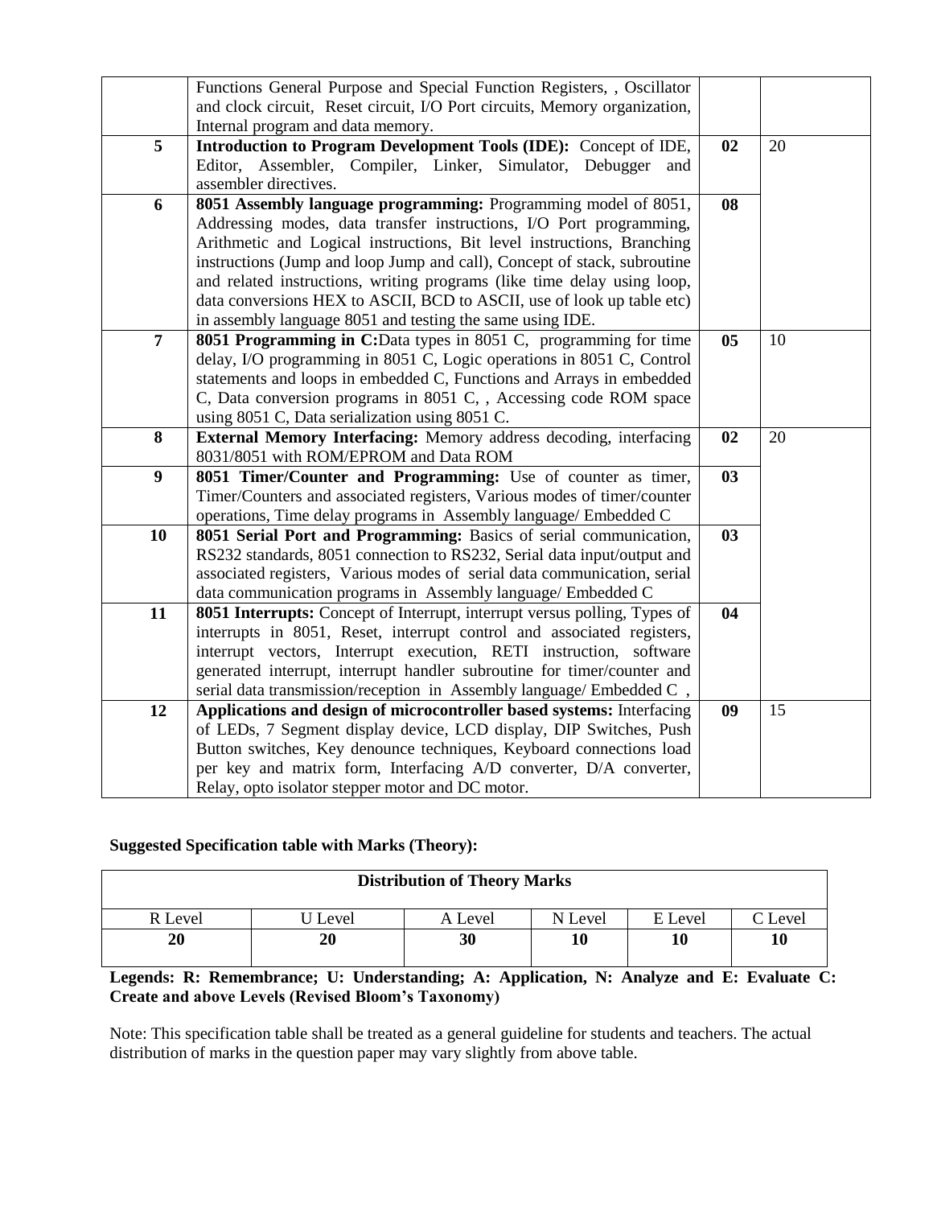|  | Functions General Purpose and Special Function Registers, , Oscillator and clock circuit, Reset circuit, I/O Port circuits, Memory organization, Internal program and data memory. |  |  |
|---|---|---|---|
| **5** | **Introduction to Program Development Tools (IDE):** Concept of IDE, Editor, Assembler, Compiler, Linker, Simulator, Debugger and assembler directives. | **02** | 20 |
| **6** | **8051 Assembly language programming:** Programming model of 8051, Addressing modes, data transfer instructions, I/O Port programming, Arithmetic and Logical instructions, Bit level instructions, Branching instructions (Jump and loop Jump and call), Concept of stack, subroutine and related instructions, writing programs (like time delay using loop, data conversions HEX to ASCII, BCD to ASCII, use of look up table etc) in assembly language 8051 and testing the same using IDE. | **08** |  |
| **7** | **8051 Programming in C:**Data types in 8051 C, programming for time delay, I/O programming in 8051 C, Logic operations in 8051 C, Control statements and loops in embedded C, Functions and Arrays in embedded C, Data conversion programs in 8051 C, , Accessing code ROM space using 8051 C, Data serialization using 8051 C. | **05** | 10 |
| **8** | **External Memory Interfacing:** Memory address decoding, interfacing 8031/8051 with ROM/EPROM and Data ROM | **02** | 20 |
| **9** | **8051 Timer/Counter and Programming:** Use of counter as timer, Timer/Counters and associated registers, Various modes of timer/counter operations, Time delay programs in Assembly language/ Embedded C | **03** |  |
| **10** | **8051 Serial Port and Programming:** Basics of serial communication, RS232 standards, 8051 connection to RS232, Serial data input/output and associated registers, Various modes of serial data communication, serial data communication programs in Assembly language/ Embedded C | **03** |  |
| **11** | **8051 Interrupts:** Concept of Interrupt, interrupt versus polling, Types of interrupts in 8051, Reset, interrupt control and associated registers, interrupt vectors, Interrupt execution, RETI instruction, software generated interrupt, interrupt handler subroutine for timer/counter and serial data transmission/reception in Assembly language/ Embedded C , | **04** |  |
| **12** | **Applications and design of microcontroller based systems:** Interfacing of LEDs, 7 Segment display device, LCD display, DIP Switches, Push Button switches, Key denounce techniques, Keyboard connections load per key and matrix form, Interfacing A/D converter, D/A converter, Relay, opto isolator stepper motor and DC motor. | **09** | 15 |

**Suggested Specification table with Marks (Theory):**

| **Distribution of Theory Marks** | | | | | |
|---|---|---|---|---|---|
| R Level | U Level | A Level | N Level | E Level | C Level |
| **20** | **20** | **30** | **10** | **10** | **10** |

**Legends: R: Remembrance; U: Understanding; A: Application, N: Analyze and E: Evaluate C: Create and above Levels (Revised Bloom's Taxonomy)**

Note: This specification table shall be treated as a general guideline for students and teachers. The actual distribution of marks in the question paper may vary slightly from above table.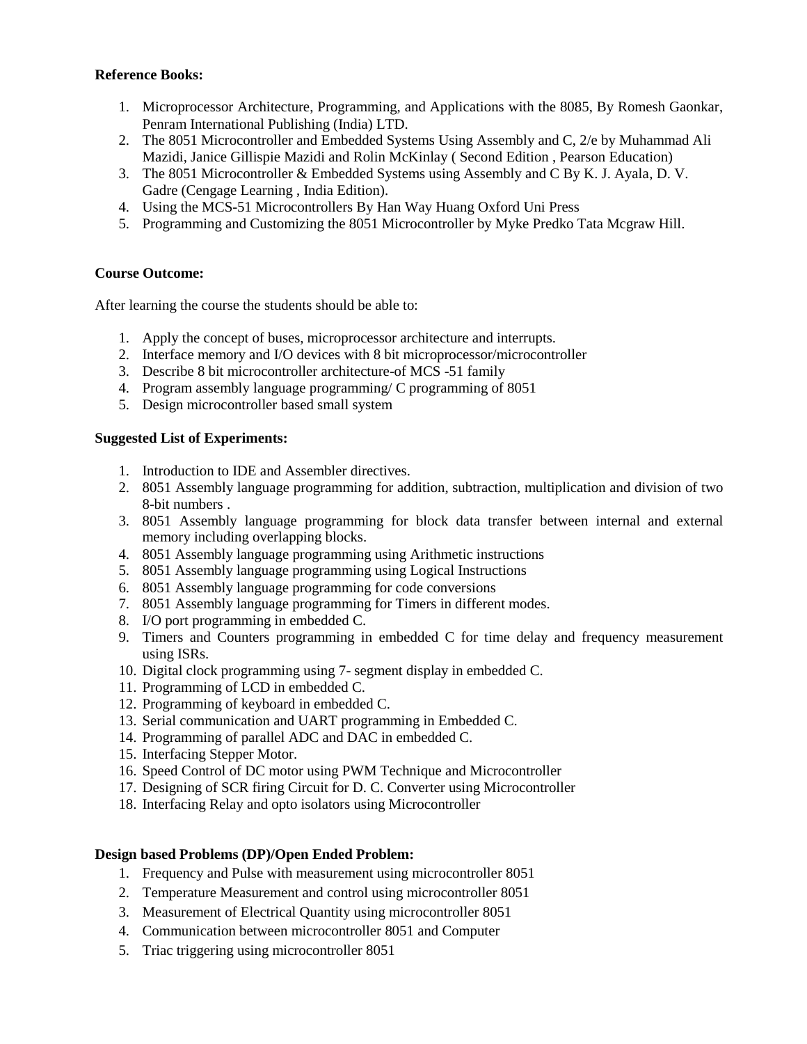**Reference Books:**

1. Microprocessor Architecture, Programming, and Applications with the 8085, By Romesh Gaonkar, Penram International Publishing (India) LTD.
2. The 8051 Microcontroller and Embedded Systems Using Assembly and C, 2/e by Muhammad Ali Mazidi, Janice Gillispie Mazidi and Rolin McKinlay ( Second Edition , Pearson Education)
3. The 8051 Microcontroller & Embedded Systems using Assembly and C By K. J. Ayala, D. V. Gadre (Cengage Learning , India Edition).
4. Using the MCS-51 Microcontrollers By Han Way Huang Oxford Uni Press
5. Programming and Customizing the 8051 Microcontroller by Myke Predko Tata Mcgraw Hill.

**Course Outcome:**

After learning the course the students should be able to:

1. Apply the concept of buses, microprocessor architecture and interrupts.
2. Interface memory and I/O devices with 8 bit microprocessor/microcontroller
3. Describe 8 bit microcontroller architecture-of MCS -51 family
4. Program assembly language programming/ C programming of 8051
5. Design microcontroller based small system

**Suggested List of Experiments:**

1. Introduction to IDE and Assembler directives.
2. 8051 Assembly language programming for addition, subtraction, multiplication and division of two 8-bit numbers .
3. 8051 Assembly language programming for block data transfer between internal and external memory including overlapping blocks.
4. 8051 Assembly language programming using Arithmetic instructions
5. 8051 Assembly language programming using Logical Instructions
6. 8051 Assembly language programming for code conversions
7. 8051 Assembly language programming for Timers in different modes.
8. I/O port programming in embedded C.
9. Timers and Counters programming in embedded C for time delay and frequency measurement using ISRs.
10. Digital clock programming using 7- segment display in embedded C.
11. Programming of LCD in embedded C.
12. Programming of keyboard in embedded C.
13. Serial communication and UART programming in Embedded C.
14. Programming of parallel ADC and DAC in embedded C.
15. Interfacing Stepper Motor.
16. Speed Control of DC motor using PWM Technique and Microcontroller
17. Designing of SCR firing Circuit for D. C. Converter using Microcontroller
18. Interfacing Relay and opto isolators using Microcontroller

**Design based Problems (DP)/Open Ended Problem:**

1. Frequency and Pulse with measurement using microcontroller 8051
2. Temperature Measurement and control using microcontroller 8051
3. Measurement of Electrical Quantity using microcontroller 8051
4. Communication between microcontroller 8051 and Computer
5. Triac triggering using microcontroller 8051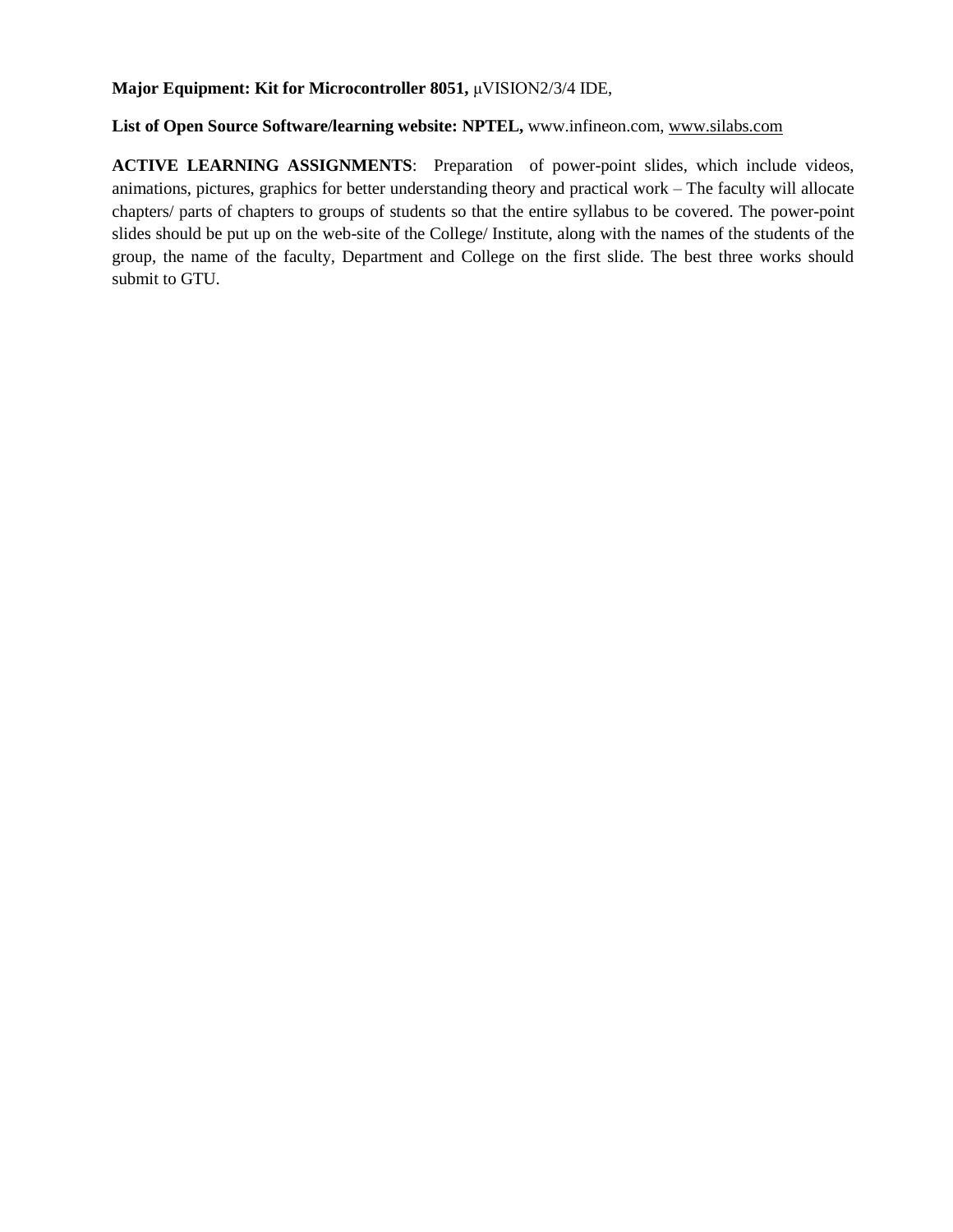**Major Equipment: Kit for Microcontroller 8051,** µVISION2/3/4 IDE,

**List of Open Source Software/learning website: NPTEL,** www.infineon.com, www.silabs.com

**ACTIVE LEARNING ASSIGNMENTS**: Preparation of power-point slides, which include videos, animations, pictures, graphics for better understanding theory and practical work – The faculty will allocate chapters/ parts of chapters to groups of students so that the entire syllabus to be covered. The power-point slides should be put up on the web-site of the College/ Institute, along with the names of the students of the group, the name of the faculty, Department and College on the first slide. The best three works should submit to GTU.